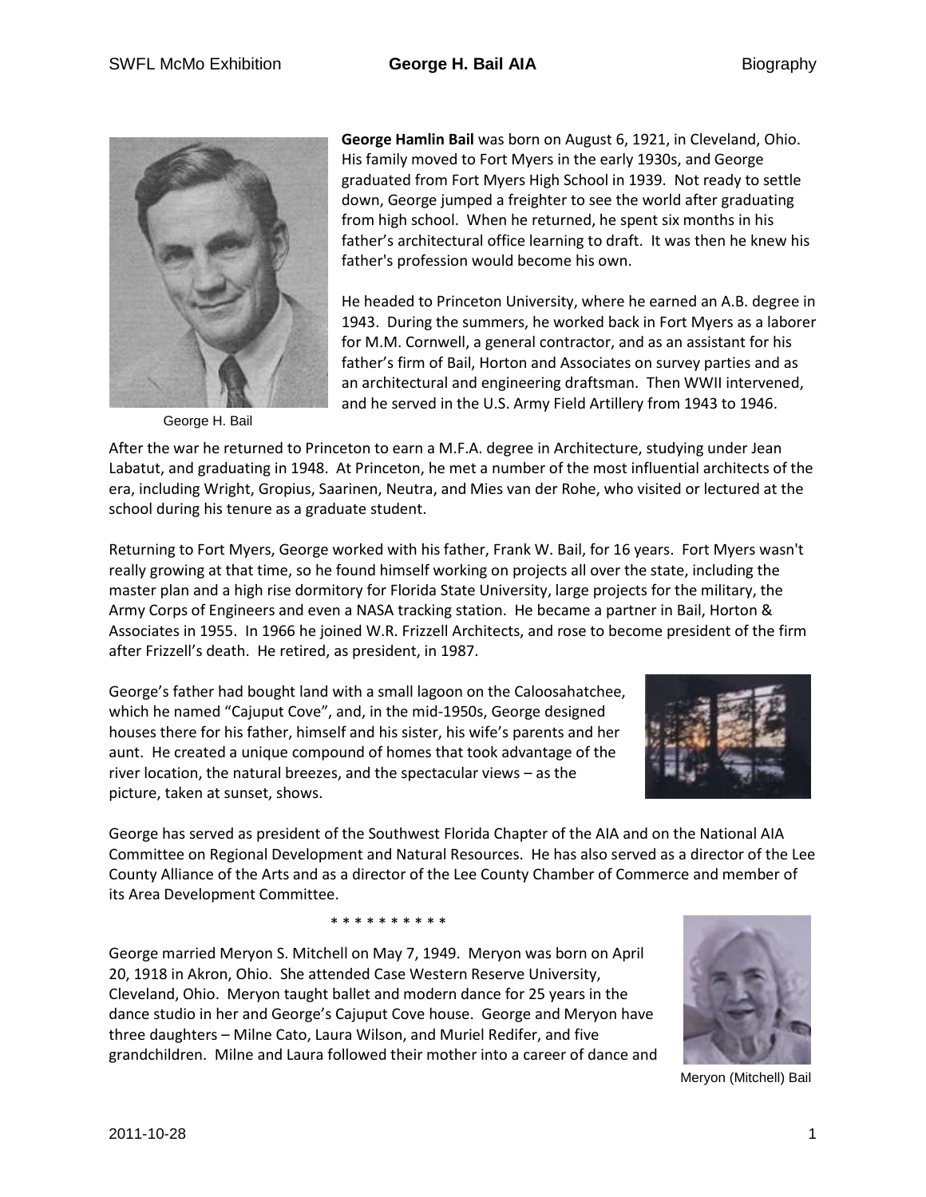George H. Bail

**George Hamlin Bail** was born on August 6, 1921, in Cleveland, Ohio. His family moved to Fort Myers in the early 1930s, and George graduated from Fort Myers High School in 1939. Not ready to settle down, George jumped a freighter to see the world after graduating from high school. When he returned, he spent six months in his father's architectural office learning to draft. It was then he knew his father's profession would become his own.

He headed to Princeton University, where he earned an A.B. degree in 1943. During the summers, he worked back in Fort Myers as a laborer for M.M. Cornwell, a general contractor, and as an assistant for his father's firm of Bail, Horton and Associates on survey parties and as an architectural and engineering draftsman. Then WWII intervened, and he served in the U.S. Army Field Artillery from 1943 to 1946.

After the war he returned to Princeton to earn a M.F.A. degree in Architecture, studying under Jean Labatut, and graduating in 1948. At Princeton, he met a number of the most influential architects of the era, including Wright, Gropius, Saarinen, Neutra, and Mies van der Rohe, who visited or lectured at the school during his tenure as a graduate student.

Returning to Fort Myers, George worked with his father, Frank W. Bail, for 16 years. Fort Myers wasn't really growing at that time, so he found himself working on projects all over the state, including the master plan and a high rise dormitory for Florida State University, large projects for the military, the Army Corps of Engineers and even a NASA tracking station. He became a partner in Bail, Horton & Associates in 1955. In 1966 he joined W.R. Frizzell Architects, and rose to become president of the firm after Frizzell's death. He retired, as president, in 1987.

George's father had bought land with a small lagoon on the Caloosahatchee, which he named "Cajuput Cove", and, in the mid-1950s, George designed houses there for his father, himself and his sister, his wife's parents and her aunt. He created a unique compound of homes that took advantage of the river location, the natural breezes, and the spectacular views – as the picture, taken at sunset, shows.

George has served as president of the Southwest Florida Chapter of the AIA and on the National AIA Committee on Regional Development and Natural Resources. He has also served as a director of the Lee County Alliance of the Arts and as a director of the Lee County Chamber of Commerce and member of its Area Development Committee.

* * * * * * * * * *

George married Meryon S. Mitchell on May 7, 1949. Meryon was born on April 20, 1918 in Akron, Ohio. She attended Case Western Reserve University, Cleveland, Ohio. Meryon taught ballet and modern dance for 25 years in the dance studio in her and George's Cajuput Cove house. George and Meryon have three daughters – Milne Cato, Laura Wilson, and Muriel Redifer, and five grandchildren. Milne and Laura followed their mother into a career of dance and

Meryon (Mitchell) Bail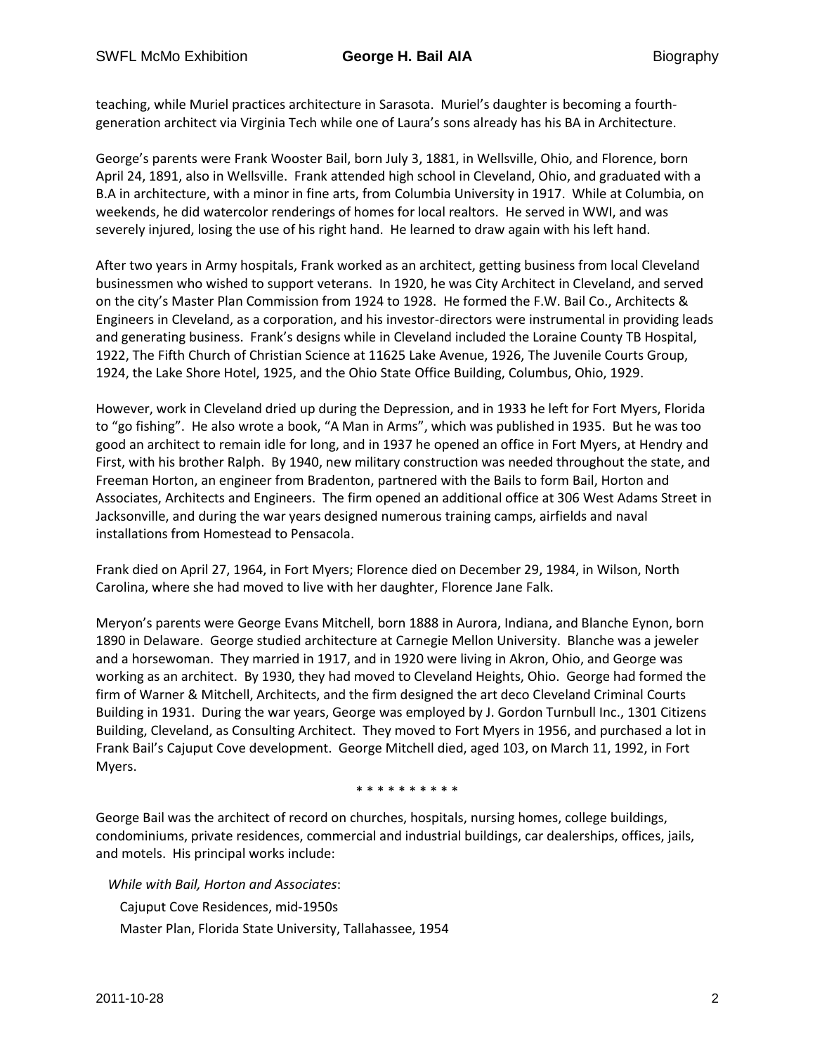teaching, while Muriel practices architecture in Sarasota. Muriel's daughter is becoming a fourth-generation architect via Virginia Tech while one of Laura's sons already has his BA in Architecture.

George's parents were Frank Wooster Bail, born July 3, 1881, in Wellsville, Ohio, and Florence, born April 24, 1891, also in Wellsville. Frank attended high school in Cleveland, Ohio, and graduated with a B.A in architecture, with a minor in fine arts, from Columbia University in 1917. While at Columbia, on weekends, he did watercolor renderings of homes for local realtors. He served in WWI, and was severely injured, losing the use of his right hand. He learned to draw again with his left hand.

After two years in Army hospitals, Frank worked as an architect, getting business from local Cleveland businessmen who wished to support veterans. In 1920, he was City Architect in Cleveland, and served on the city's Master Plan Commission from 1924 to 1928. He formed the F.W. Bail Co., Architects & Engineers in Cleveland, as a corporation, and his investor-directors were instrumental in providing leads and generating business. Frank's designs while in Cleveland included the Loraine County TB Hospital, 1922, The Fifth Church of Christian Science at 11625 Lake Avenue, 1926, The Juvenile Courts Group, 1924, the Lake Shore Hotel, 1925, and the Ohio State Office Building, Columbus, Ohio, 1929.

However, work in Cleveland dried up during the Depression, and in 1933 he left for Fort Myers, Florida to "go fishing". He also wrote a book, "A Man in Arms", which was published in 1935. But he was too good an architect to remain idle for long, and in 1937 he opened an office in Fort Myers, at Hendry and First, with his brother Ralph. By 1940, new military construction was needed throughout the state, and Freeman Horton, an engineer from Bradenton, partnered with the Bails to form Bail, Horton and Associates, Architects and Engineers. The firm opened an additional office at 306 West Adams Street in Jacksonville, and during the war years designed numerous training camps, airfields and naval installations from Homestead to Pensacola.

Frank died on April 27, 1964, in Fort Myers; Florence died on December 29, 1984, in Wilson, North Carolina, where she had moved to live with her daughter, Florence Jane Falk.

Meryon's parents were George Evans Mitchell, born 1888 in Aurora, Indiana, and Blanche Eynon, born 1890 in Delaware. George studied architecture at Carnegie Mellon University. Blanche was a jeweler and a horsewoman. They married in 1917, and in 1920 were living in Akron, Ohio, and George was working as an architect. By 1930, they had moved to Cleveland Heights, Ohio. George had formed the firm of Warner & Mitchell, Architects, and the firm designed the art deco Cleveland Criminal Courts Building in 1931. During the war years, George was employed by J. Gordon Turnbull Inc., 1301 Citizens Building, Cleveland, as Consulting Architect. They moved to Fort Myers in 1956, and purchased a lot in Frank Bail's Cajuput Cove development. George Mitchell died, aged 103, on March 11, 1992, in Fort Myers.

\* \* \* \* \* \* \* \* \* \*

George Bail was the architect of record on churches, hospitals, nursing homes, college buildings, condominiums, private residences, commercial and industrial buildings, car dealerships, offices, jails, and motels. His principal works include:

*While with Bail, Horton and Associates*:

- Cajuput Cove Residences, mid-1950s
- Master Plan, Florida State University, Tallahassee, 1954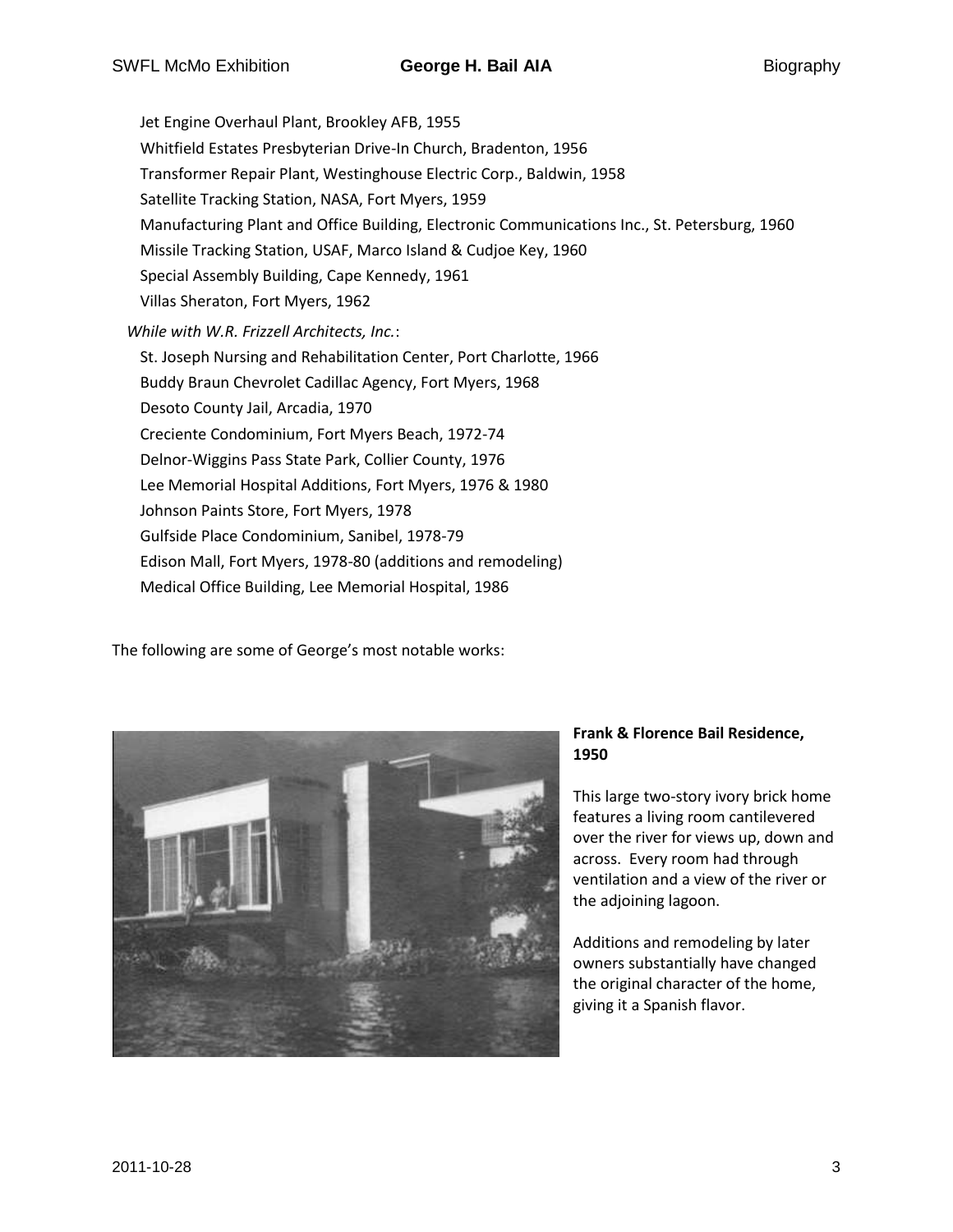Jet Engine Overhaul Plant, Brookley AFB, 1955
Whitfield Estates Presbyterian Drive-In Church, Bradenton, 1956
Transformer Repair Plant, Westinghouse Electric Corp., Baldwin, 1958
Satellite Tracking Station, NASA, Fort Myers, 1959
Manufacturing Plant and Office Building, Electronic Communications Inc., St. Petersburg, 1960
Missile Tracking Station, USAF, Marco Island & Cudjoe Key, 1960
Special Assembly Building, Cape Kennedy, 1961
Villas Sheraton, Fort Myers, 1962

*While with W.R. Frizzell Architects, Inc.*:

St. Joseph Nursing and Rehabilitation Center, Port Charlotte, 1966
Buddy Braun Chevrolet Cadillac Agency, Fort Myers, 1968
Desoto County Jail, Arcadia, 1970
Creciente Condominium, Fort Myers Beach, 1972-74
Delnor-Wiggins Pass State Park, Collier County, 1976
Lee Memorial Hospital Additions, Fort Myers, 1976 & 1980
Johnson Paints Store, Fort Myers, 1978
Gulfside Place Condominium, Sanibel, 1978-79
Edison Mall, Fort Myers, 1978-80 (additions and remodeling)
Medical Office Building, Lee Memorial Hospital, 1986

The following are some of George's most notable works:

**Frank & Florence Bail Residence, 1950**

This large two-story ivory brick home features a living room cantilevered over the river for views up, down and across. Every room had through ventilation and a view of the river or the adjoining lagoon.

Additions and remodeling by later owners substantially have changed the original character of the home, giving it a Spanish flavor.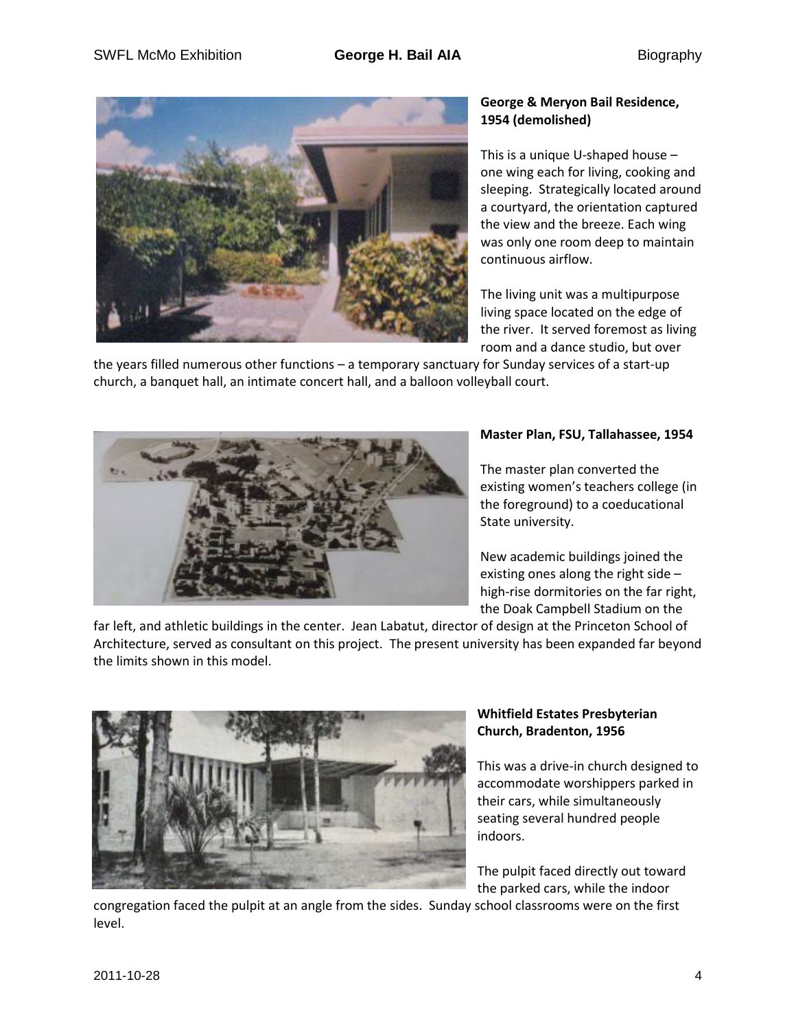**George & Meryon Bail Residence, 1954 (demolished)**

This is a unique U-shaped house – one wing each for living, cooking and sleeping. Strategically located around a courtyard, the orientation captured the view and the breeze. Each wing was only one room deep to maintain continuous airflow.

The living unit was a multipurpose living space located on the edge of the river. It served foremost as living room and a dance studio, but over the years filled numerous other functions – a temporary sanctuary for Sunday services of a start-up church, a banquet hall, an intimate concert hall, and a balloon volleyball court.

**Master Plan, FSU, Tallahassee, 1954**

The master plan converted the existing women's teachers college (in the foreground) to a coeducational State university.

New academic buildings joined the existing ones along the right side – high-rise dormitories on the far right, the Doak Campbell Stadium on the far left, and athletic buildings in the center. Jean Labatut, director of design at the Princeton School of Architecture, served as consultant on this project. The present university has been expanded far beyond the limits shown in this model.

**Whitfield Estates Presbyterian Church, Bradenton, 1956**

This was a drive-in church designed to accommodate worshippers parked in their cars, while simultaneously seating several hundred people indoors.

The pulpit faced directly out toward the parked cars, while the indoor congregation faced the pulpit at an angle from the sides. Sunday school classrooms were on the first level.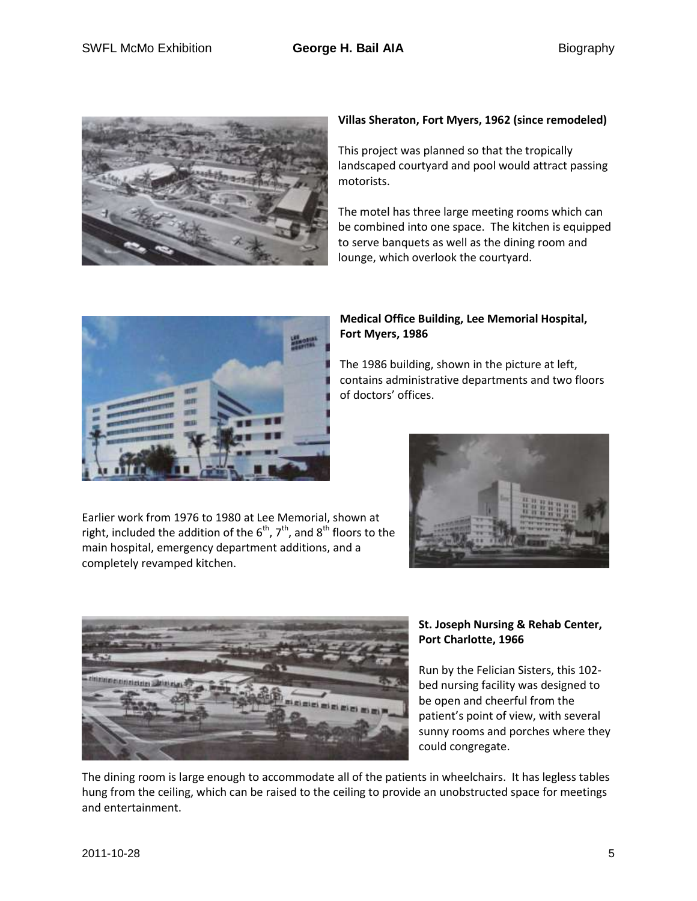**Villas Sheraton, Fort Myers, 1962 (since remodeled)**

This project was planned so that the tropically landscaped courtyard and pool would attract passing motorists.

The motel has three large meeting rooms which can be combined into one space. The kitchen is equipped to serve banquets as well as the dining room and lounge, which overlook the courtyard.

**Medical Office Building, Lee Memorial Hospital, Fort Myers, 1986**

The 1986 building, shown in the picture at left, contains administrative departments and two floors of doctors' offices.

Earlier work from 1976 to 1980 at Lee Memorial, shown at right, included the addition of the 6th, 7th, and 8th floors to the main hospital, emergency department additions, and a completely revamped kitchen.

**St. Joseph Nursing & Rehab Center, Port Charlotte, 1966**

Run by the Felician Sisters, this 102-bed nursing facility was designed to be open and cheerful from the patient's point of view, with several sunny rooms and porches where they could congregate.

The dining room is large enough to accommodate all of the patients in wheelchairs. It has legless tables hung from the ceiling, which can be raised to the ceiling to provide an unobstructed space for meetings and entertainment.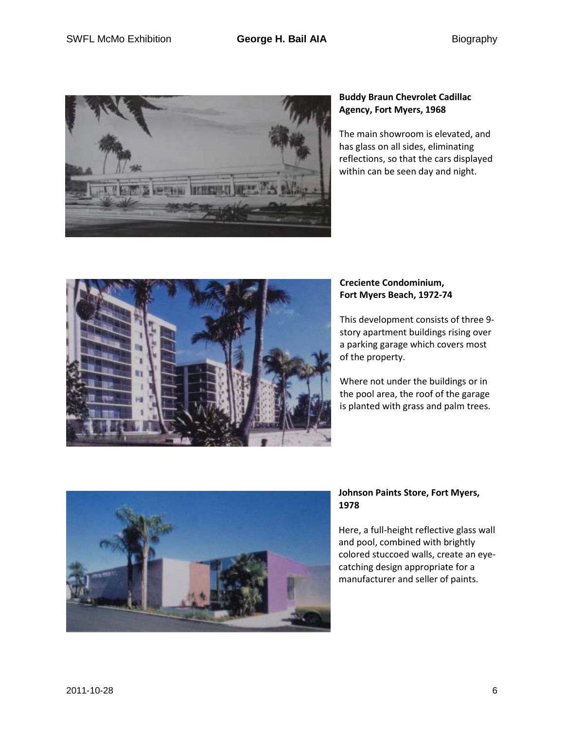**Buddy Braun Chevrolet Cadillac Agency, Fort Myers, 1968**

The main showroom is elevated, and has glass on all sides, eliminating reflections, so that the cars displayed within can be seen day and night.

**Creciente Condominium, Fort Myers Beach, 1972-74**

This development consists of three 9-story apartment buildings rising over a parking garage which covers most of the property.

Where not under the buildings or in the pool area, the roof of the garage is planted with grass and palm trees.

**Johnson Paints Store, Fort Myers, 1978**

Here, a full-height reflective glass wall and pool, combined with brightly colored stuccoed walls, create an eye-catching design appropriate for a manufacturer and seller of paints.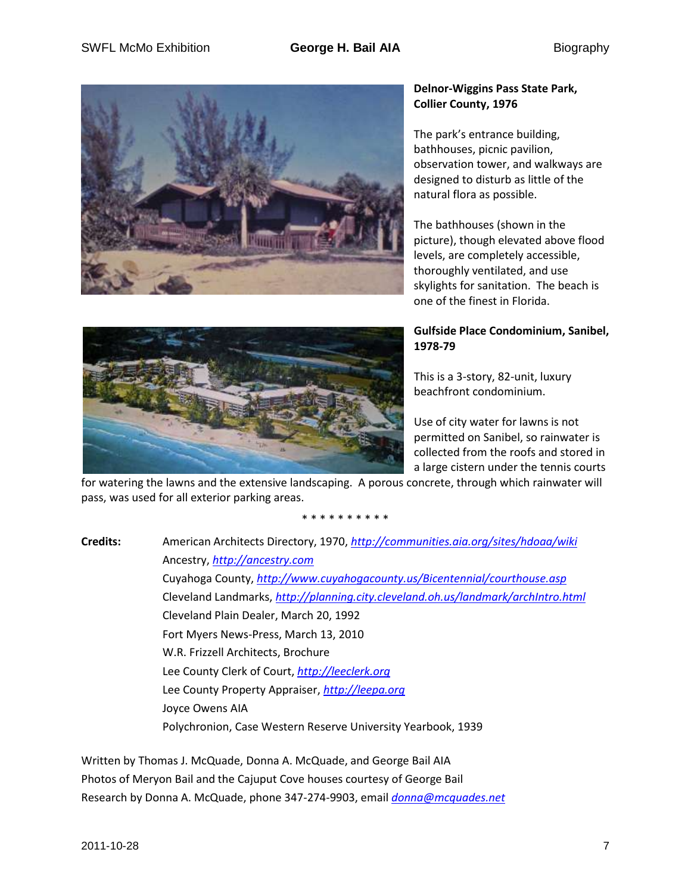**Delnor-Wiggins Pass State Park, Collier County, 1976**

The park's entrance building, bathhouses, picnic pavilion, observation tower, and walkways are designed to disturb as little of the natural flora as possible.

The bathhouses (shown in the picture), though elevated above flood levels, are completely accessible, thoroughly ventilated, and use skylights for sanitation. The beach is one of the finest in Florida.

**Gulfside Place Condominium, Sanibel, 1978-79**

This is a 3-story, 82-unit, luxury beachfront condominium.

Use of city water for lawns is not permitted on Sanibel, so rainwater is collected from the roofs and stored in a large cistern under the tennis courts for watering the lawns and the extensive landscaping. A porous concrete, through which rainwater will pass, was used for all exterior parking areas.

* * * * * * * * * *

**Credits:**

American Architects Directory, 1970, *http://communities.aia.org/sites/hdoaa/wiki*
Ancestry, *http://ancestry.com*
Cuyahoga County, *http://www.cuyahogacounty.us/Bicentennial/courthouse.asp*
Cleveland Landmarks, *http://planning.city.cleveland.oh.us/landmark/archIntro.html*
Cleveland Plain Dealer, March 20, 1992
Fort Myers News-Press, March 13, 2010
W.R. Frizzell Architects, Brochure
Lee County Clerk of Court, *http://leeclerk.org*
Lee County Property Appraiser, *http://leepa.org*
Joyce Owens AIA
Polychronion, Case Western Reserve University Yearbook, 1939

Written by Thomas J. McQuade, Donna A. McQuade, and George Bail AIA
Photos of Meryon Bail and the Cajuput Cove houses courtesy of George Bail
Research by Donna A. McQuade, phone 347-274-9903, email *donna@mcquades.net*

2011-10-28